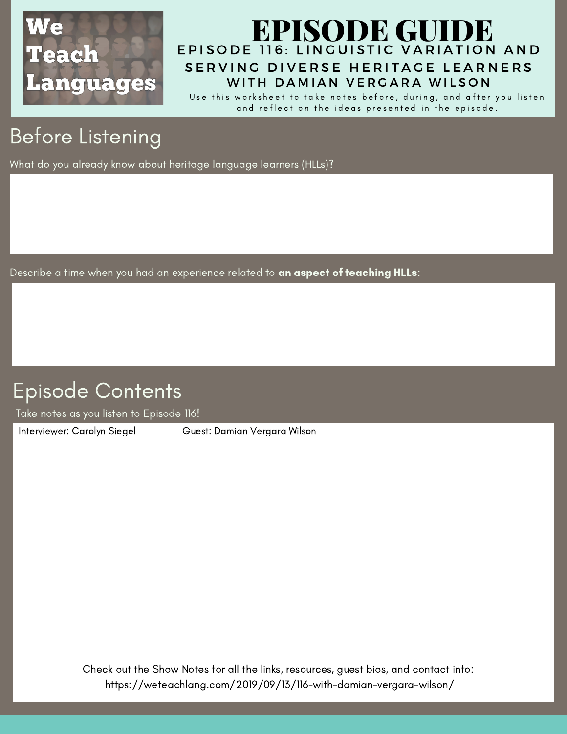We Teach Languages

# EPISODE GUIDE

### EPISODE 116: LINGUISTIC VARIATION AND SERVING DIVERSE HERITAGE LEARNERS WITH DAMIAN VERGARA WILSON

Use this worksheet to take notes before, during, and after you listen and reflect on the ideas presented in the episode.

## Before Listening

What do you already know about heritage language learners (HLLs)?

Describe a time when you had an experience related to **an aspect of teaching HLLs**:

## Episode Contents

Take notes as you listen to Episode 116!

Interviewer: Carolyn Siegel    Guest: Damian Vergara Wilson

Check out the Show Notes for all the links, resources, guest bios, and contact info:
https://weteachlang.com/2019/09/13/116-with-damian-vergara-wilson/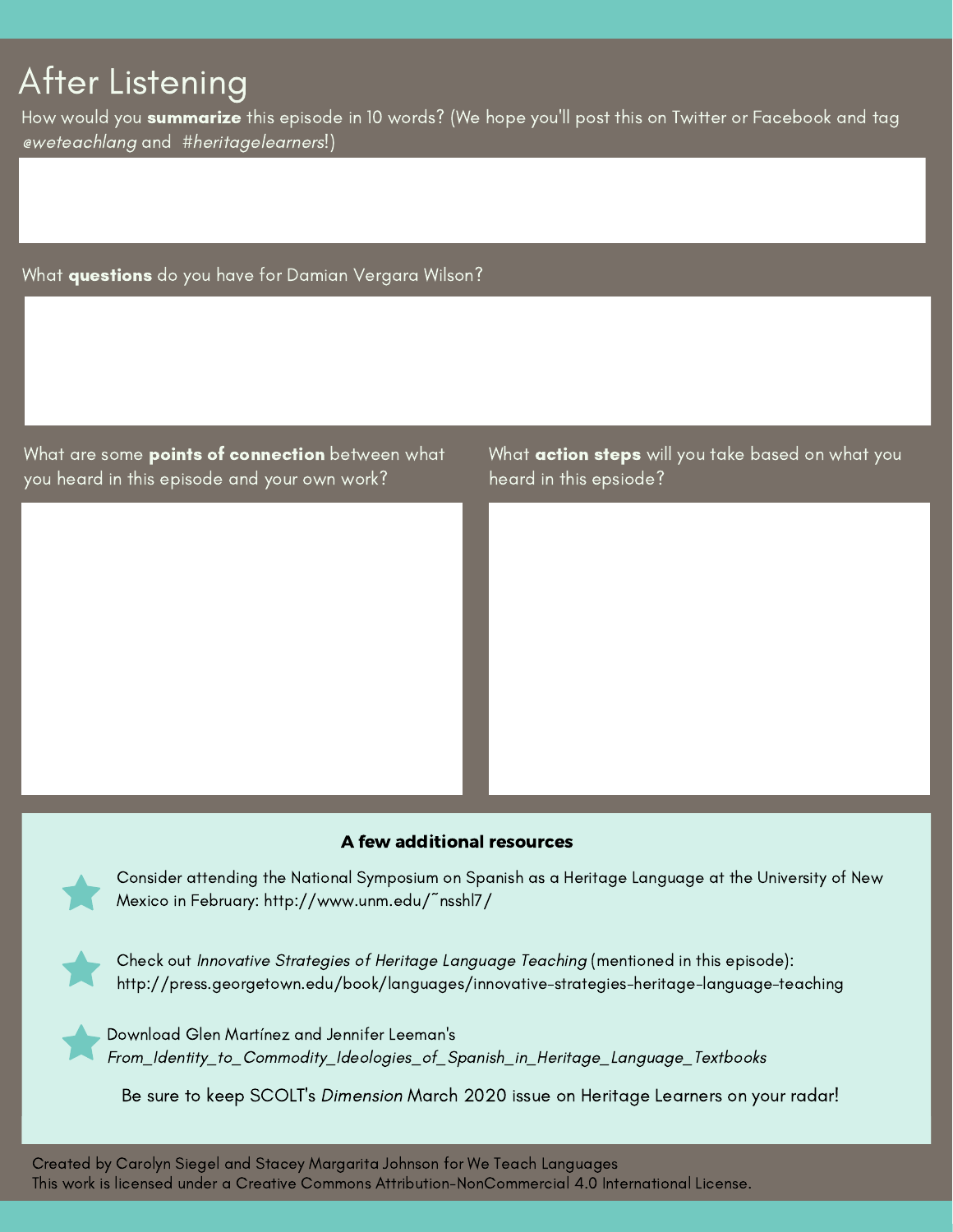# After Listening

How would you **summarize** this episode in 10 words? (We hope you'll post this on Twitter or Facebook and tag *@weteachlang* and *#heritagelearners*!)

What **questions** do you have for Damian Vergara Wilson?

What are some **points of connection** between what you heard in this episode and your own work?

What **action steps** will you take based on what you heard in this epsiode?

**A few additional resources**

- Consider attending the National Symposium on Spanish as a Heritage Language at the University of New Mexico in February: http://www.unm.edu/~nsshl7/
- Check out *Innovative Strategies of Heritage Language Teaching* (mentioned in this episode): http://press.georgetown.edu/book/languages/innovative-strategies-heritage-language-teaching
- Download Glen Martínez and Jennifer Leeman's *From_Identity_to_Commodity_Ideologies_of_Spanish_in_Heritage_Language_Textbooks*

Be sure to keep SCOLT's *Dimension* March 2020 issue on Heritage Learners on your radar!

Created by Carolyn Siegel and Stacey Margarita Johnson for We Teach Languages
This work is licensed under a Creative Commons Attribution-NonCommercial 4.0 International License.